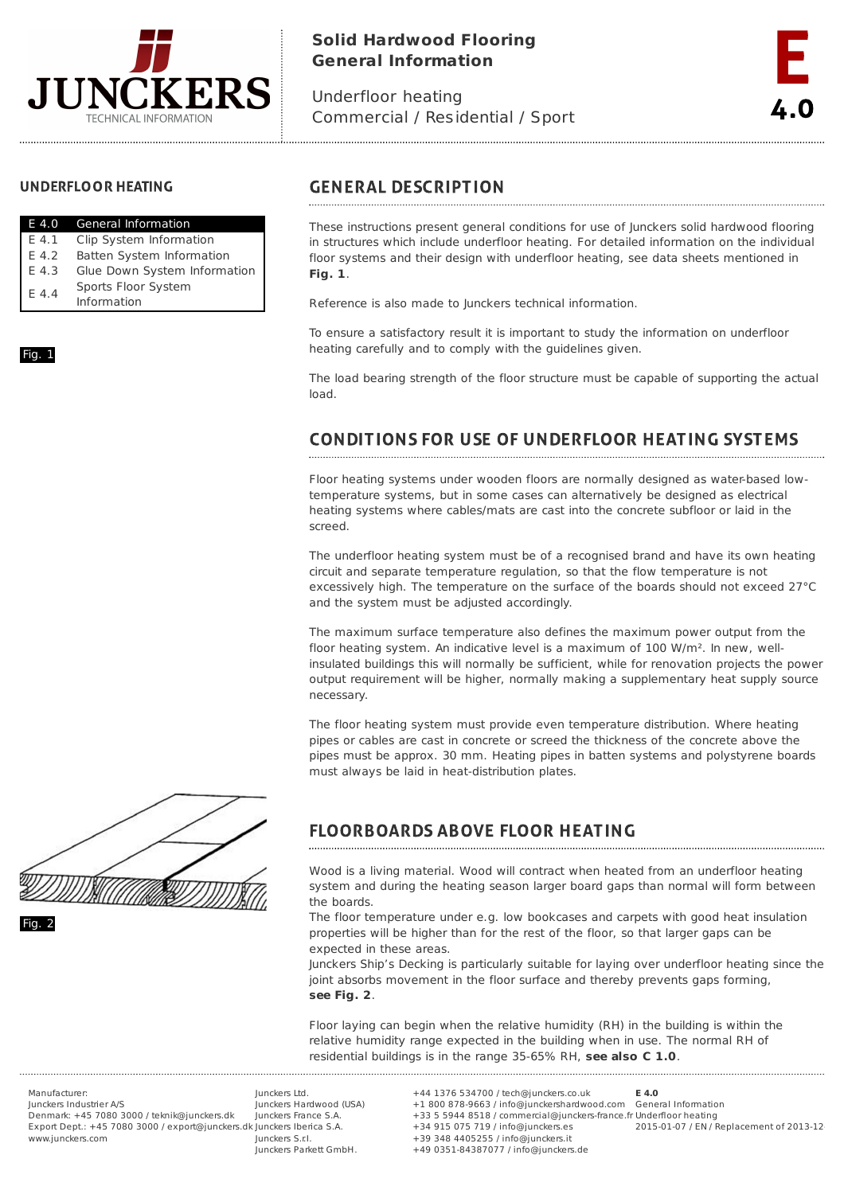# Solid Hardwood Flooring
# General Information

Underfloor heating
Commercial / Residential / Sport

E 4.0

## UNDERFLOOR HEATING

| | |
|---|---|
| E 4.0 | General Information |
| E 4.1 | Clip System Information |
| E 4.2 | Batten System Information |
| E 4.3 | Glue Down System Information |
| E 4.4 | Sports Floor System Information |

Fig. 1

## GENERAL DESCRIPTION

These instructions present general conditions for use of Junckers solid hardwood flooring in structures which include underfloor heating. For detailed information on the individual floor systems and their design with underfloor heating, see data sheets mentioned in **Fig. 1**.

Reference is also made to Junckers technical information.

To ensure a satisfactory result it is important to study the information on underfloor heating carefully and to comply with the guidelines given.

The load bearing strength of the floor structure must be capable of supporting the actual load.

## CONDITIONS FOR USE OF UNDERFLOOR HEATING SYSTEMS

Floor heating systems under wooden floors are normally designed as water-based low-temperature systems, but in some cases can alternatively be designed as electrical heating systems where cables/mats are cast into the concrete subfloor or laid in the screed.

The underfloor heating system must be of a recognised brand and have its own heating circuit and separate temperature regulation, so that the flow temperature is not excessively high. The temperature on the surface of the boards should not exceed 27°C and the system must be adjusted accordingly.

The maximum surface temperature also defines the maximum power output from the floor heating system. An indicative level is a maximum of 100 W/m². In new, well-insulated buildings this will normally be sufficient, while for renovation projects the power output requirement will be higher, normally making a supplementary heat supply source necessary.

The floor heating system must provide even temperature distribution. Where heating pipes or cables are cast in concrete or screed the thickness of the concrete above the pipes must be approx. 30 mm. Heating pipes in batten systems and polystyrene boards must always be laid in heat-distribution plates.

## FLOORBOARDS ABOVE FLOOR HEATING

Wood is a living material. Wood will contract when heated from an underfloor heating system and during the heating season larger board gaps than normal will form between the boards.
The floor temperature under e.g. low bookcases and carpets with good heat insulation properties will be higher than for the rest of the floor, so that larger gaps can be expected in these areas.
Junckers Ship's Decking is particularly suitable for laying over underfloor heating since the joint absorbs movement in the floor surface and thereby prevents gaps forming, **see Fig. 2**.

Fig. 2

Floor laying can begin when the relative humidity (RH) in the building is within the relative humidity range expected in the building when in use. The normal RH of residential buildings is in the range 35-65% RH, **see also C 1.0**.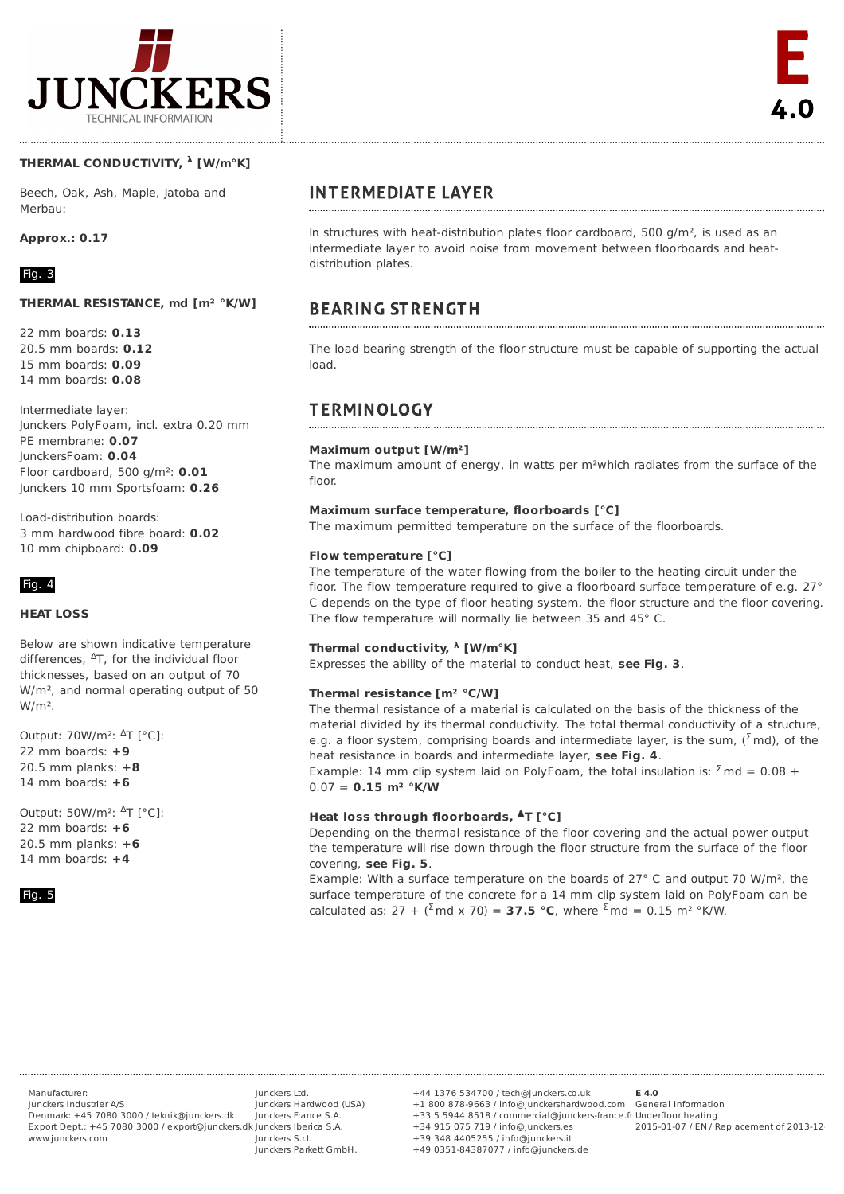**THERMAL CONDUCTIVITY, $^{\lambda}$ [W/m°K]**

Beech, Oak, Ash, Maple, Jatoba and Merbau:

**Approx.: 0.17**

Fig. 3

**THERMAL RESISTANCE, md [m² °K/W]**

22 mm boards: **0.13**
20.5 mm boards: **0.12**
15 mm boards: **0.09**
14 mm boards: **0.08**

Intermediate layer:
Junckers PolyFoam, incl. extra 0.20 mm PE membrane: **0.07**
JunckersFoam: **0.04**
Floor cardboard, 500 g/m²: **0.01**
Junckers 10 mm Sportsfoam: **0.26**

Load-distribution boards:
3 mm hardwood fibre board: **0.02**
10 mm chipboard: **0.09**

Fig. 4

**HEAT LOSS**

Below are shown indicative temperature differences, $^{\Delta}$T, for the individual floor thicknesses, based on an output of 70 W/m², and normal operating output of 50 W/m².

Output: 70W/m²: $^{\Delta}$T [°C]:
22 mm boards: **+9**
20.5 mm planks: **+8**
14 mm boards: **+6**

Output: 50W/m²: $^{\Delta}$T [°C]:
22 mm boards: **+6**
20.5 mm planks: **+6**
14 mm boards: **+4**

Fig. 5

## INTERMEDIATE LAYER

In structures with heat-distribution plates floor cardboard, 500 g/m², is used as an intermediate layer to avoid noise from movement between floorboards and heat-distribution plates.

## BEARING STRENGTH

The load bearing strength of the floor structure must be capable of supporting the actual load.

## TERMINOLOGY

**Maximum output [W/m²]**
The maximum amount of energy, in watts per m²which radiates from the surface of the floor.

**Maximum surface temperature, floorboards [°C]**
The maximum permitted temperature on the surface of the floorboards.

**Flow temperature [°C]**
The temperature of the water flowing from the boiler to the heating circuit under the floor. The flow temperature required to give a floorboard surface temperature of e.g. 27° C depends on the type of floor heating system, the floor structure and the floor covering. The flow temperature will normally lie between 35 and 45° C.

**Thermal conductivity, $^{\lambda}$ [W/m°K]**
Expresses the ability of the material to conduct heat, **see Fig. 3**.

**Thermal resistance [m² °C/W]**
The thermal resistance of a material is calculated on the basis of the thickness of the material divided by its thermal conductivity. The total thermal conductivity of a structure, e.g. a floor system, comprising boards and intermediate layer, is the sum, ($^{\Sigma}$md), of the heat resistance in boards and intermediate layer, **see Fig. 4**.
Example: 14 mm clip system laid on PolyFoam, the total insulation is: $^{\Sigma}$md = 0.08 + 0.07 = **0.15 m² °K/W**

**Heat loss through floorboards, $^{\Delta}$T [°C]**
Depending on the thermal resistance of the floor covering and the actual power output the temperature will rise down through the floor structure from the surface of the floor covering, **see Fig. 5**.
Example: With a surface temperature on the boards of 27° C and output 70 W/m², the surface temperature of the concrete for a 14 mm clip system laid on PolyFoam can be calculated as: 27 + ($^{\Sigma}$md x 70) = **37.5 °C**, where $^{\Sigma}$md = 0.15 m² °K/W.

Manufacturer:
Junckers Industrier A/S
Denmark: +45 7080 3000 / teknik@junckers.dk
Export Dept.: +45 7080 3000 / export@junckers.dk
www.junckers.com

Junckers Ltd. +44 1376 534700 / tech@junckers.co.uk
Junckers Hardwood (USA) +1 800 878-9663 / info@junckershardwood.com
Junckers France S.A. +33 5 5944 8518 / commercial@junckers-france.fr
Junckers Iberica S.A. +34 915 075 719 / info@junckers.es
Junckers S.r.l. +39 348 4405255 / info@junckers.it
Junckers Parkett GmbH. +49 0351-84387077 / info@junckers.de

**E 4.0**
General Information
Underfloor heating
2015-01-07 / EN / Replacement of 2013-12